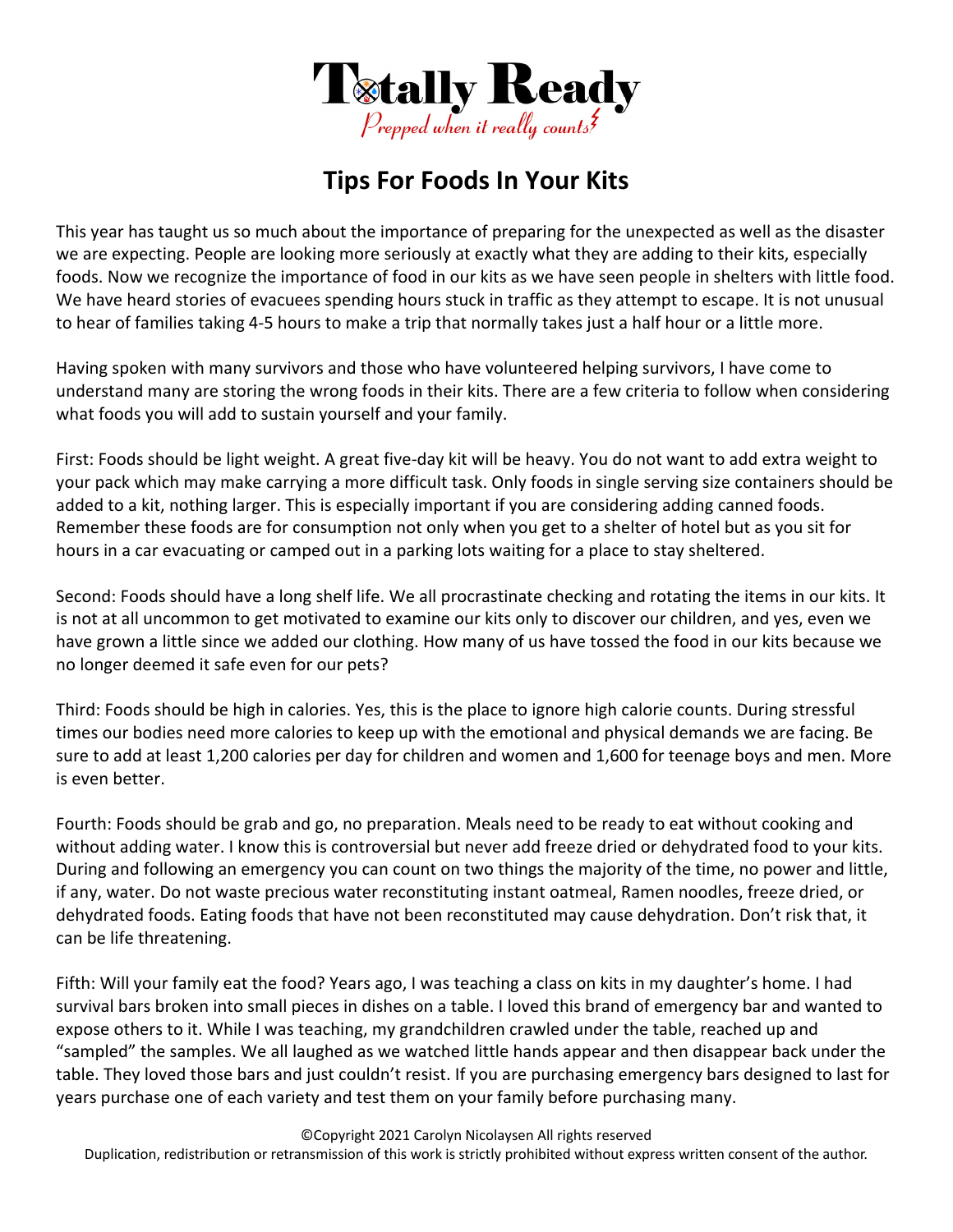# Totally Ready

*Prepped when it really counts*

## Tips For Foods In Your Kits

This year has taught us so much about the importance of preparing for the unexpected as well as the disaster we are expecting. People are looking more seriously at exactly what they are adding to their kits, especially foods. Now we recognize the importance of food in our kits as we have seen people in shelters with little food. We have heard stories of evacuees spending hours stuck in traffic as they attempt to escape. It is not unusual to hear of families taking 4-5 hours to make a trip that normally takes just a half hour or a little more.

Having spoken with many survivors and those who have volunteered helping survivors, I have come to understand many are storing the wrong foods in their kits. There are a few criteria to follow when considering what foods you will add to sustain yourself and your family.

First: Foods should be light weight. A great five-day kit will be heavy. You do not want to add extra weight to your pack which may make carrying a more difficult task. Only foods in single serving size containers should be added to a kit, nothing larger. This is especially important if you are considering adding canned foods. Remember these foods are for consumption not only when you get to a shelter of hotel but as you sit for hours in a car evacuating or camped out in a parking lots waiting for a place to stay sheltered.

Second: Foods should have a long shelf life. We all procrastinate checking and rotating the items in our kits. It is not at all uncommon to get motivated to examine our kits only to discover our children, and yes, even we have grown a little since we added our clothing. How many of us have tossed the food in our kits because we no longer deemed it safe even for our pets?

Third: Foods should be high in calories. Yes, this is the place to ignore high calorie counts. During stressful times our bodies need more calories to keep up with the emotional and physical demands we are facing. Be sure to add at least 1,200 calories per day for children and women and 1,600 for teenage boys and men. More is even better.

Fourth: Foods should be grab and go, no preparation. Meals need to be ready to eat without cooking and without adding water. I know this is controversial but never add freeze dried or dehydrated food to your kits. During and following an emergency you can count on two things the majority of the time, no power and little, if any, water. Do not waste precious water reconstituting instant oatmeal, Ramen noodles, freeze dried, or dehydrated foods. Eating foods that have not been reconstituted may cause dehydration. Don't risk that, it can be life threatening.

Fifth: Will your family eat the food? Years ago, I was teaching a class on kits in my daughter's home. I had survival bars broken into small pieces in dishes on a table. I loved this brand of emergency bar and wanted to expose others to it. While I was teaching, my grandchildren crawled under the table, reached up and "sampled" the samples. We all laughed as we watched little hands appear and then disappear back under the table. They loved those bars and just couldn't resist. If you are purchasing emergency bars designed to last for years purchase one of each variety and test them on your family before purchasing many.

©Copyright 2021 Carolyn Nicolaysen All rights reserved

Duplication, redistribution or retransmission of this work is strictly prohibited without express written consent of the author.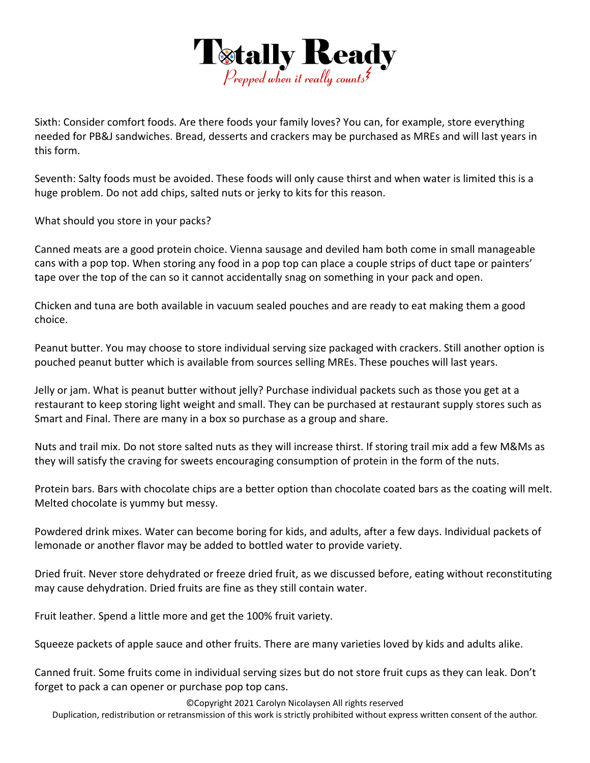Sixth: Consider comfort foods. Are there foods your family loves? You can, for example, store everything needed for PB&J sandwiches. Bread, desserts and crackers may be purchased as MREs and will last years in this form.

Seventh: Salty foods must be avoided. These foods will only cause thirst and when water is limited this is a huge problem. Do not add chips, salted nuts or jerky to kits for this reason.

What should you store in your packs?

Canned meats are a good protein choice. Vienna sausage and deviled ham both come in small manageable cans with a pop top. When storing any food in a pop top can place a couple strips of duct tape or painters' tape over the top of the can so it cannot accidentally snag on something in your pack and open.

Chicken and tuna are both available in vacuum sealed pouches and are ready to eat making them a good choice.

Peanut butter. You may choose to store individual serving size packaged with crackers. Still another option is pouched peanut butter which is available from sources selling MREs. These pouches will last years.

Jelly or jam. What is peanut butter without jelly? Purchase individual packets such as those you get at a restaurant to keep storing light weight and small. They can be purchased at restaurant supply stores such as Smart and Final. There are many in a box so purchase as a group and share.

Nuts and trail mix. Do not store salted nuts as they will increase thirst. If storing trail mix add a few M&Ms as they will satisfy the craving for sweets encouraging consumption of protein in the form of the nuts.

Protein bars. Bars with chocolate chips are a better option than chocolate coated bars as the coating will melt. Melted chocolate is yummy but messy.

Powdered drink mixes. Water can become boring for kids, and adults, after a few days. Individual packets of lemonade or another flavor may be added to bottled water to provide variety.

Dried fruit. Never store dehydrated or freeze dried fruit, as we discussed before, eating without reconstituting may cause dehydration. Dried fruits are fine as they still contain water.

Fruit leather. Spend a little more and get the 100% fruit variety.

Squeeze packets of apple sauce and other fruits. There are many varieties loved by kids and adults alike.

Canned fruit. Some fruits come in individual serving sizes but do not store fruit cups as they can leak. Don't forget to pack a can opener or purchase pop top cans.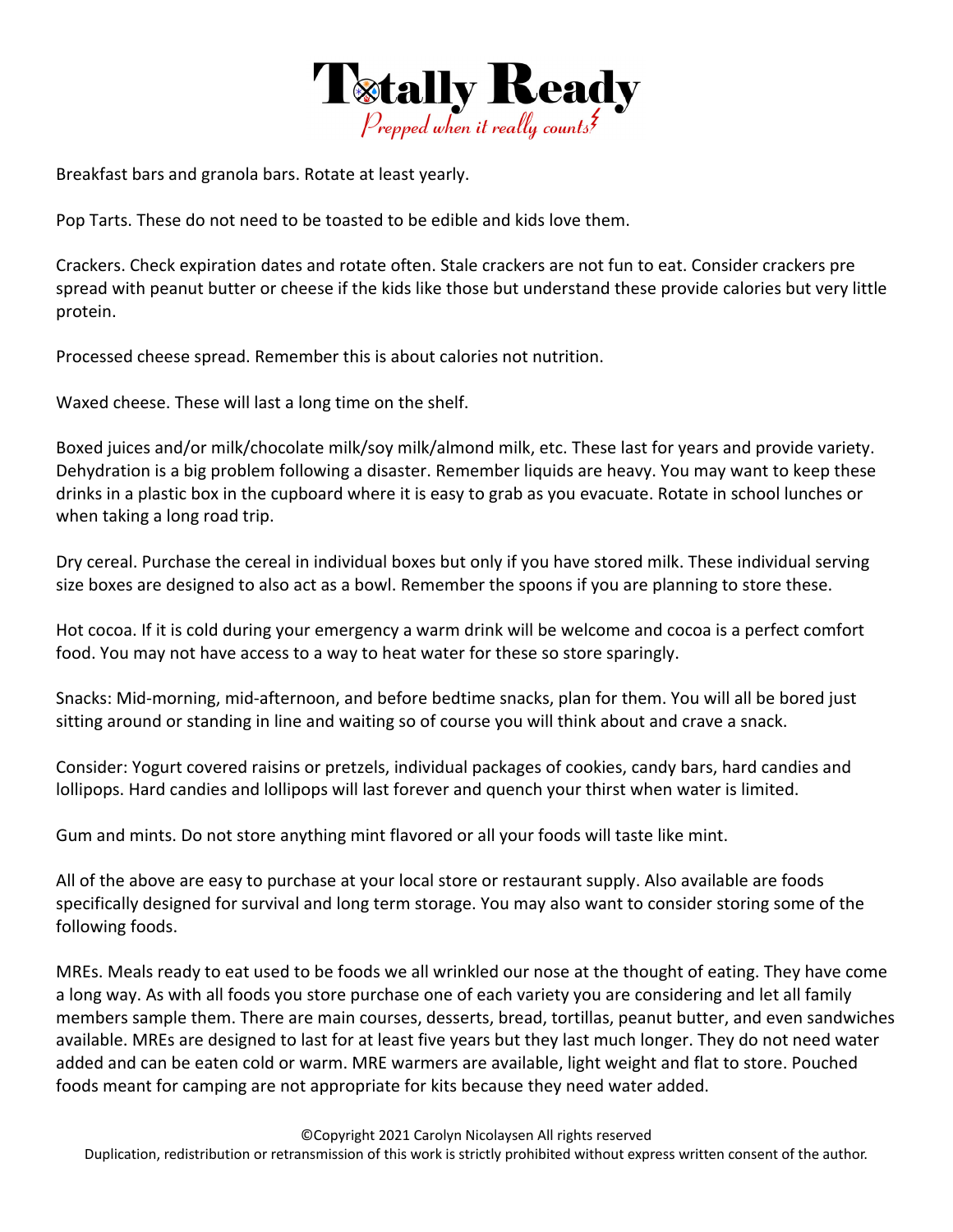Breakfast bars and granola bars. Rotate at least yearly.

Pop Tarts. These do not need to be toasted to be edible and kids love them.

Crackers. Check expiration dates and rotate often. Stale crackers are not fun to eat. Consider crackers pre spread with peanut butter or cheese if the kids like those but understand these provide calories but very little protein.

Processed cheese spread. Remember this is about calories not nutrition.

Waxed cheese. These will last a long time on the shelf.

Boxed juices and/or milk/chocolate milk/soy milk/almond milk, etc. These last for years and provide variety. Dehydration is a big problem following a disaster. Remember liquids are heavy. You may want to keep these drinks in a plastic box in the cupboard where it is easy to grab as you evacuate. Rotate in school lunches or when taking a long road trip.

Dry cereal. Purchase the cereal in individual boxes but only if you have stored milk. These individual serving size boxes are designed to also act as a bowl. Remember the spoons if you are planning to store these.

Hot cocoa. If it is cold during your emergency a warm drink will be welcome and cocoa is a perfect comfort food. You may not have access to a way to heat water for these so store sparingly.

Snacks: Mid-morning, mid-afternoon, and before bedtime snacks, plan for them. You will all be bored just sitting around or standing in line and waiting so of course you will think about and crave a snack.

Consider: Yogurt covered raisins or pretzels, individual packages of cookies, candy bars, hard candies and lollipops. Hard candies and lollipops will last forever and quench your thirst when water is limited.

Gum and mints. Do not store anything mint flavored or all your foods will taste like mint.

All of the above are easy to purchase at your local store or restaurant supply. Also available are foods specifically designed for survival and long term storage. You may also want to consider storing some of the following foods.

MREs. Meals ready to eat used to be foods we all wrinkled our nose at the thought of eating. They have come a long way. As with all foods you store purchase one of each variety you are considering and let all family members sample them. There are main courses, desserts, bread, tortillas, peanut butter, and even sandwiches available. MREs are designed to last for at least five years but they last much longer. They do not need water added and can be eaten cold or warm. MRE warmers are available, light weight and flat to store. Pouched foods meant for camping are not appropriate for kits because they need water added.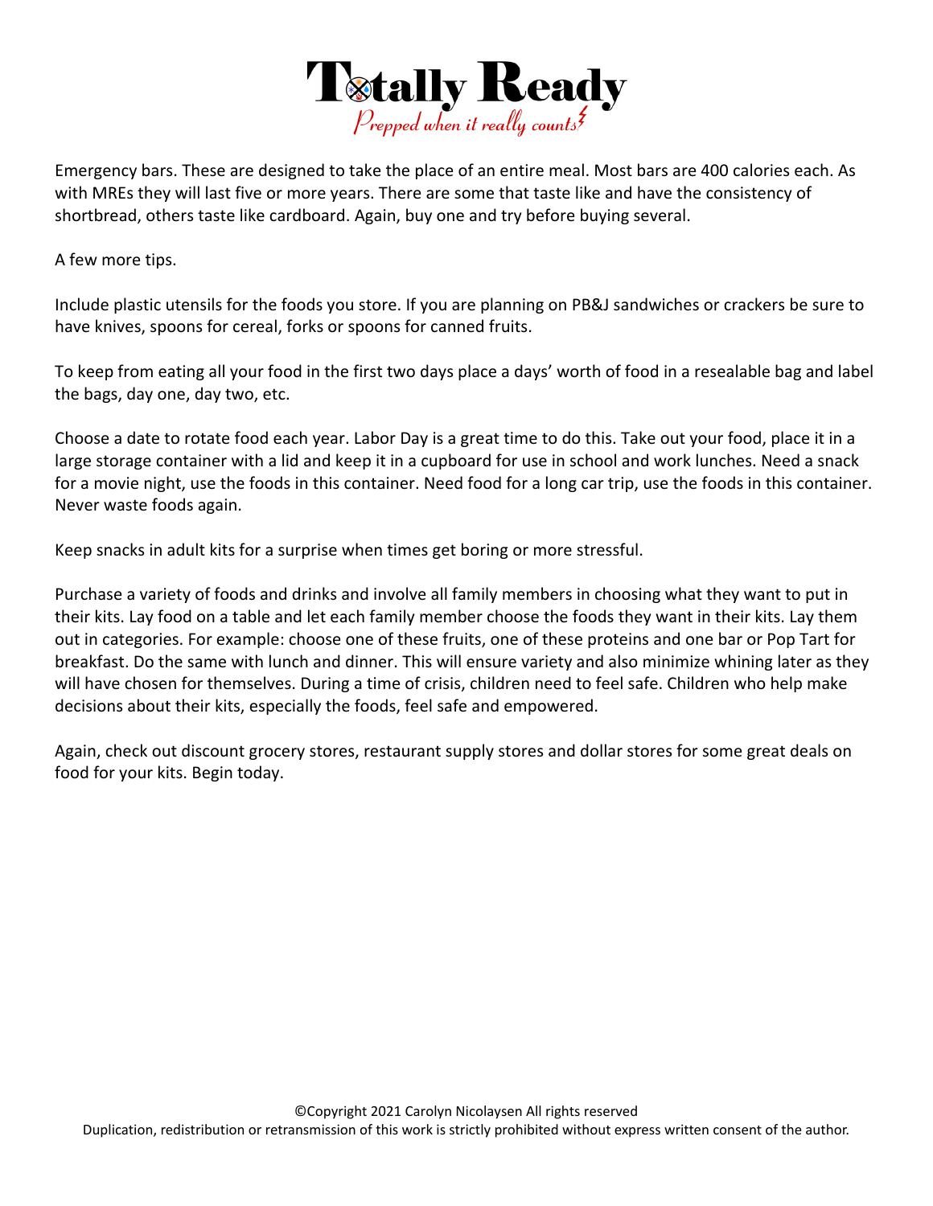Emergency bars. These are designed to take the place of an entire meal. Most bars are 400 calories each. As with MREs they will last five or more years. There are some that taste like and have the consistency of shortbread, others taste like cardboard. Again, buy one and try before buying several.

A few more tips.

Include plastic utensils for the foods you store. If you are planning on PB&J sandwiches or crackers be sure to have knives, spoons for cereal, forks or spoons for canned fruits.

To keep from eating all your food in the first two days place a days' worth of food in a resealable bag and label the bags, day one, day two, etc.

Choose a date to rotate food each year. Labor Day is a great time to do this. Take out your food, place it in a large storage container with a lid and keep it in a cupboard for use in school and work lunches. Need a snack for a movie night, use the foods in this container. Need food for a long car trip, use the foods in this container. Never waste foods again.

Keep snacks in adult kits for a surprise when times get boring or more stressful.

Purchase a variety of foods and drinks and involve all family members in choosing what they want to put in their kits. Lay food on a table and let each family member choose the foods they want in their kits. Lay them out in categories. For example: choose one of these fruits, one of these proteins and one bar or Pop Tart for breakfast. Do the same with lunch and dinner. This will ensure variety and also minimize whining later as they will have chosen for themselves. During a time of crisis, children need to feel safe. Children who help make decisions about their kits, especially the foods, feel safe and empowered.

Again, check out discount grocery stores, restaurant supply stores and dollar stores for some great deals on food for your kits. Begin today.